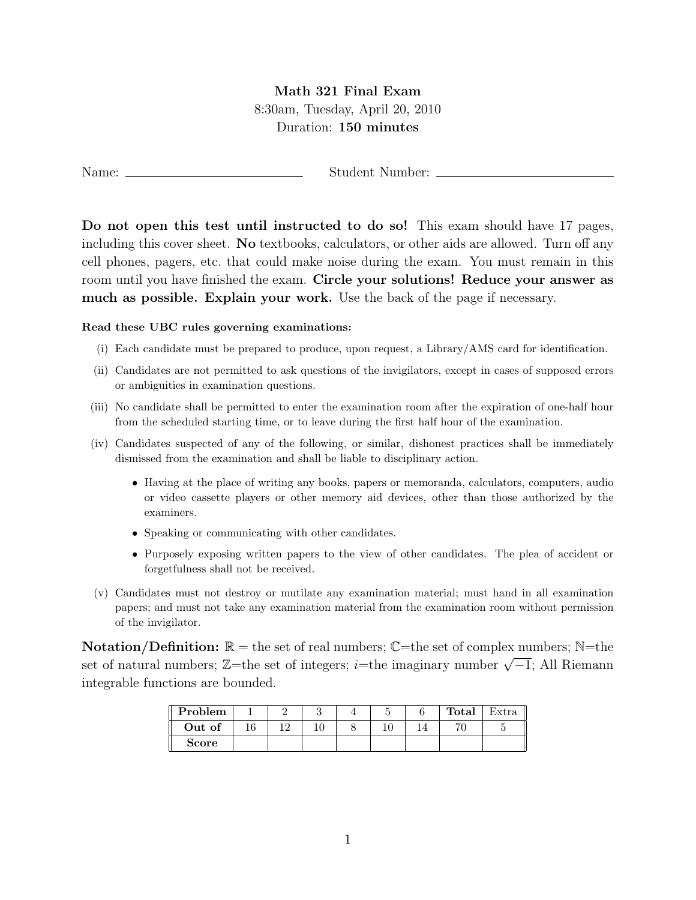# Math 321 Final Exam

8:30am, Tuesday, April 20, 2010

Duration: **150 minutes**

Name: ____________________ Student Number: ____________________

**Do not open this test until instructed to do so!** This exam should have 17 pages, including this cover sheet. **No** textbooks, calculators, or other aids are allowed. Turn off any cell phones, pagers, etc. that could make noise during the exam. You must remain in this room until you have finished the exam. **Circle your solutions! Reduce your answer as much as possible. Explain your work.** Use the back of the page if necessary.

**Read these UBC rules governing examinations:**

(i) Each candidate must be prepared to produce, upon request, a Library/AMS card for identification.

(ii) Candidates are not permitted to ask questions of the invigilators, except in cases of supposed errors or ambiguities in examination questions.

(iii) No candidate shall be permitted to enter the examination room after the expiration of one-half hour from the scheduled starting time, or to leave during the first half hour of the examination.

(iv) Candidates suspected of any of the following, or similar, dishonest practices shall be immediately dismissed from the examination and shall be liable to disciplinary action.

- Having at the place of writing any books, papers or memoranda, calculators, computers, audio or video cassette players or other memory aid devices, other than those authorized by the examiners.
- Speaking or communicating with other candidates.
- Purposely exposing written papers to the view of other candidates. The plea of accident or forgetfulness shall not be received.

(v) Candidates must not destroy or mutilate any examination material; must hand in all examination papers; and must not take any examination material from the examination room without permission of the invigilator.

**Notation/Definition:** $\mathbb{R}$ = the set of real numbers; $\mathbb{C}$=the set of complex numbers; $\mathbb{N}$=the set of natural numbers; $\mathbb{Z}$=the set of integers; $i$=the imaginary number $\sqrt{-1}$; All Riemann integrable functions are bounded.

| **Problem** | 1 | 2 | 3 | 4 | 5 | 6 | **Total** | Extra |
|---|---|---|---|---|---|---|---|---|
| **Out of** | 16 | 12 | 10 | 8 | 10 | 14 | 70 | 5 |
| **Score** | | | | | | | | |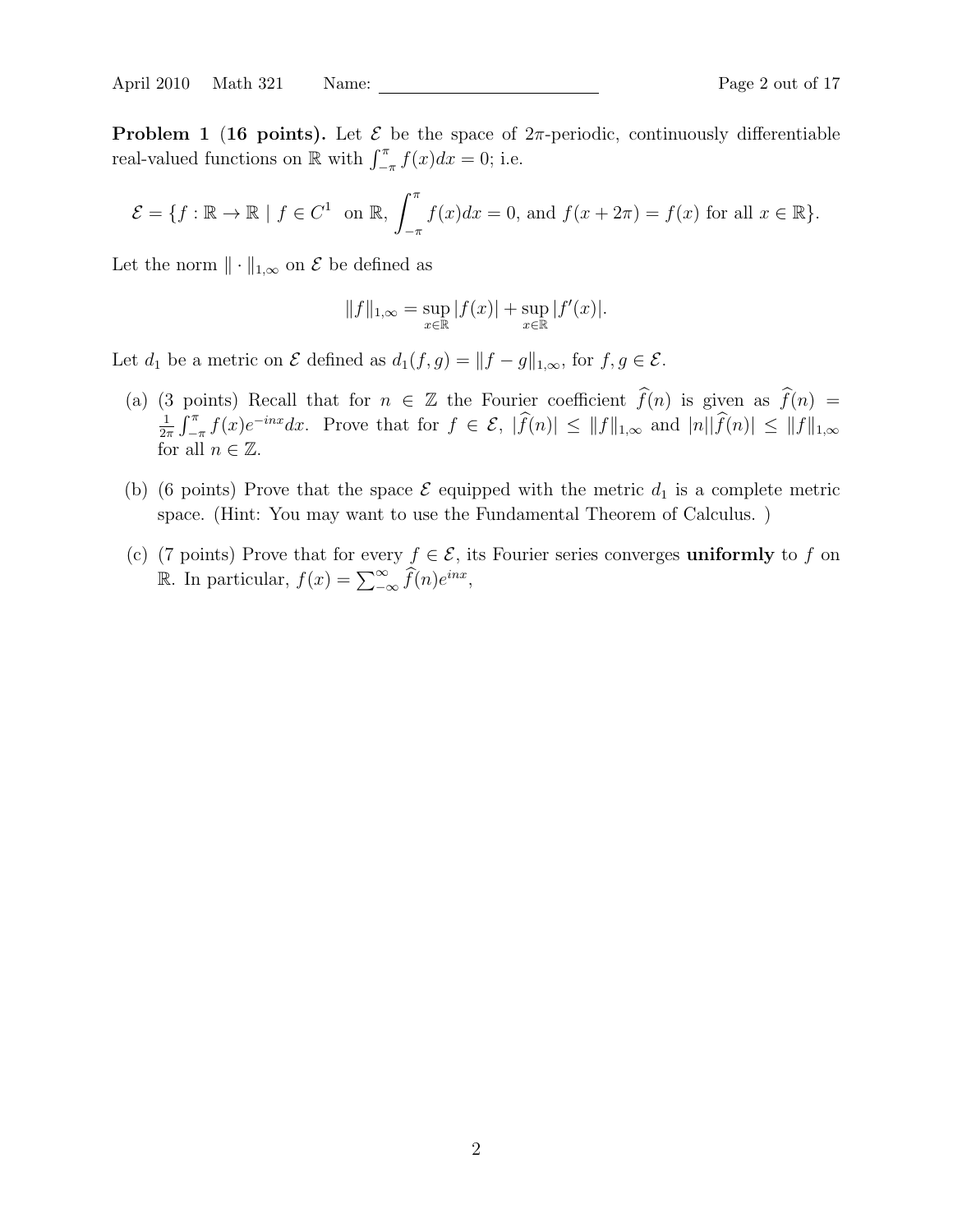**Problem 1 (16 points).** Let $\mathcal{E}$ be the space of $2\pi$-periodic, continuously differentiable real-valued functions on $\mathbb{R}$ with $\int_{-\pi}^{\pi} f(x)dx = 0$; i.e.

$$\mathcal{E} = \{f : \mathbb{R} \to \mathbb{R} \mid f \in C^1 \text{ on } \mathbb{R}, \int_{-\pi}^{\pi} f(x)dx = 0, \text{ and } f(x + 2\pi) = f(x) \text{ for all } x \in \mathbb{R}\}.$$

Let the norm $\| \cdot \|_{1,\infty}$ on $\mathcal{E}$ be defined as

$$\|f\|_{1,\infty} = \sup_{x \in \mathbb{R}} |f(x)| + \sup_{x \in \mathbb{R}} |f'(x)|.$$

Let $d_1$ be a metric on $\mathcal{E}$ defined as $d_1(f, g) = \|f - g\|_{1,\infty}$, for $f, g \in \mathcal{E}$.

(a) (3 points) Recall that for $n \in \mathbb{Z}$ the Fourier coefficient $\widehat{f}(n)$ is given as $\widehat{f}(n) = \frac{1}{2\pi} \int_{-\pi}^{\pi} f(x)e^{-inx}dx$. Prove that for $f \in \mathcal{E}$, $|\widehat{f}(n)| \leq \|f\|_{1,\infty}$ and $|n||\widehat{f}(n)| \leq \|f\|_{1,\infty}$ for all $n \in \mathbb{Z}$.

(b) (6 points) Prove that the space $\mathcal{E}$ equipped with the metric $d_1$ is a complete metric space. (Hint: You may want to use the Fundamental Theorem of Calculus. )

(c) (7 points) Prove that for every $f \in \mathcal{E}$, its Fourier series converges **uniformly** to $f$ on $\mathbb{R}$. In particular, $f(x) = \sum_{-\infty}^{\infty} \widehat{f}(n)e^{inx}$,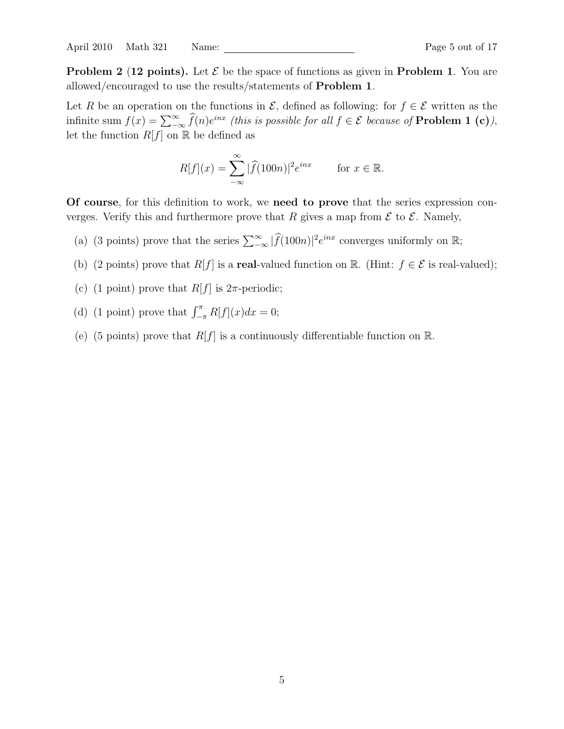**Problem 2 (12 points).** Let $\mathcal{E}$ be the space of functions as given in **Problem 1**. You are allowed/encouraged to use the results/statements of **Problem 1**.

Let $R$ be an operation on the functions in $\mathcal{E}$, defined as following: for $f \in \mathcal{E}$ written as the infinite sum $f(x) = \sum_{-\infty}^{\infty} \widehat{f}(n)e^{inx}$ *(this is possible for all $f \in \mathcal{E}$ because of* **Problem 1 (c)***)*, let the function $R[f]$ on $\mathbb{R}$ be defined as

$$R[f](x) = \sum_{-\infty}^{\infty} |\widehat{f}(100n)|^2 e^{inx} \qquad \text{for } x \in \mathbb{R}.$$

**Of course**, for this definition to work, we **need to prove** that the series expression converges. Verify this and furthermore prove that $R$ gives a map from $\mathcal{E}$ to $\mathcal{E}$. Namely,

(a) (3 points) prove that the series $\sum_{-\infty}^{\infty} |\widehat{f}(100n)|^2 e^{inx}$ converges uniformly on $\mathbb{R}$;

(b) (2 points) prove that $R[f]$ is a **real**-valued function on $\mathbb{R}$. (Hint: $f \in \mathcal{E}$ is real-valued);

(c) (1 point) prove that $R[f]$ is $2\pi$-periodic;

(d) (1 point) prove that $\int_{-\pi}^{\pi} R[f](x)dx = 0$;

(e) (5 points) prove that $R[f]$ is a continuously differentiable function on $\mathbb{R}$.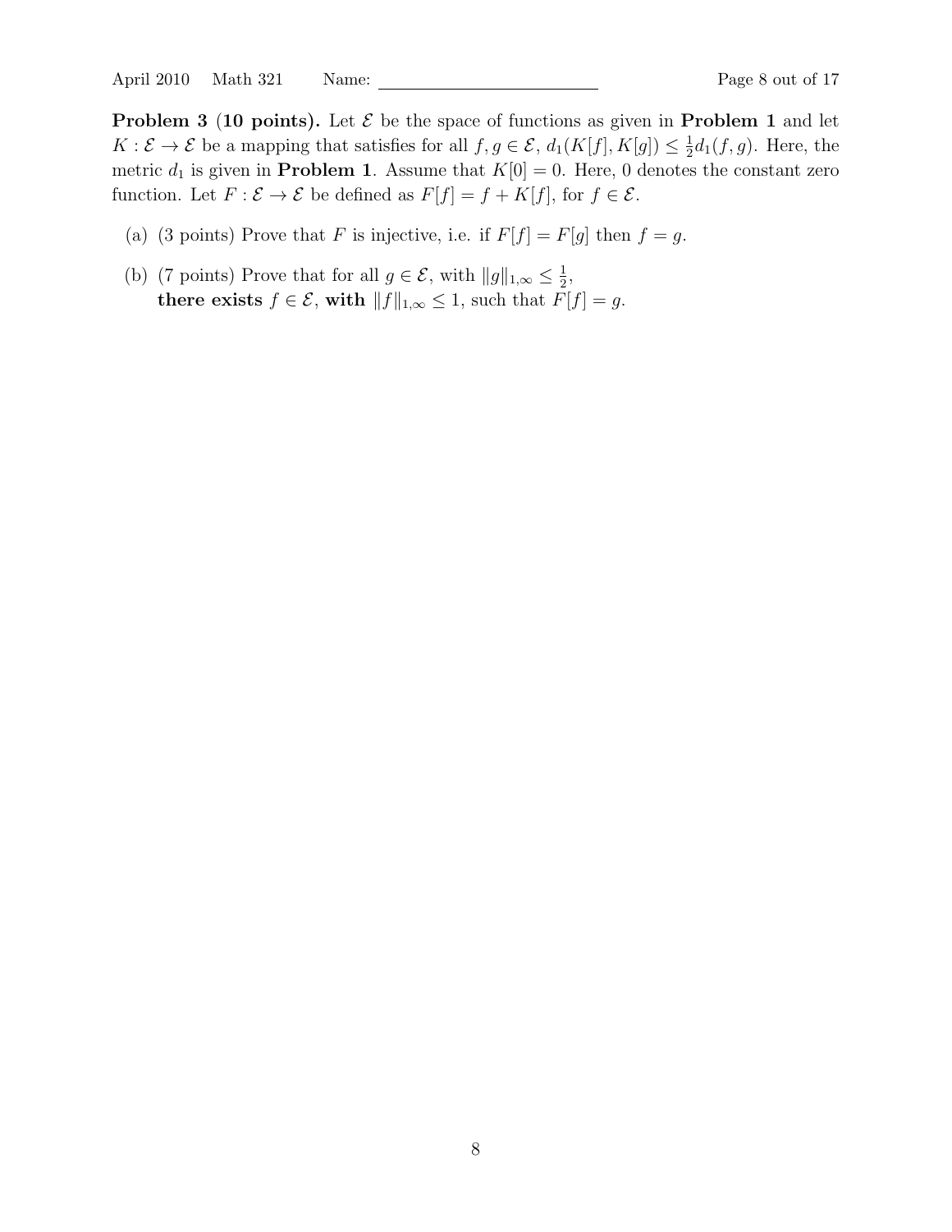**Problem 3 (10 points).** Let $\mathcal{E}$ be the space of functions as given in **Problem 1** and let $K : \mathcal{E} \to \mathcal{E}$ be a mapping that satisfies for all $f, g \in \mathcal{E}$, $d_1(K[f], K[g]) \leq \frac{1}{2} d_1(f, g)$. Here, the metric $d_1$ is given in **Problem 1**. Assume that $K[0] = 0$. Here, 0 denotes the constant zero function. Let $F : \mathcal{E} \to \mathcal{E}$ be defined as $F[f] = f + K[f]$, for $f \in \mathcal{E}$.

(a) (3 points) Prove that $F$ is injective, i.e. if $F[f] = F[g]$ then $f = g$.

(b) (7 points) Prove that for all $g \in \mathcal{E}$, with $\|g\|_{1,\infty} \leq \frac{1}{2}$, **there exists** $f \in \mathcal{E}$, **with** $\|f\|_{1,\infty} \leq 1$, such that $F[f] = g$.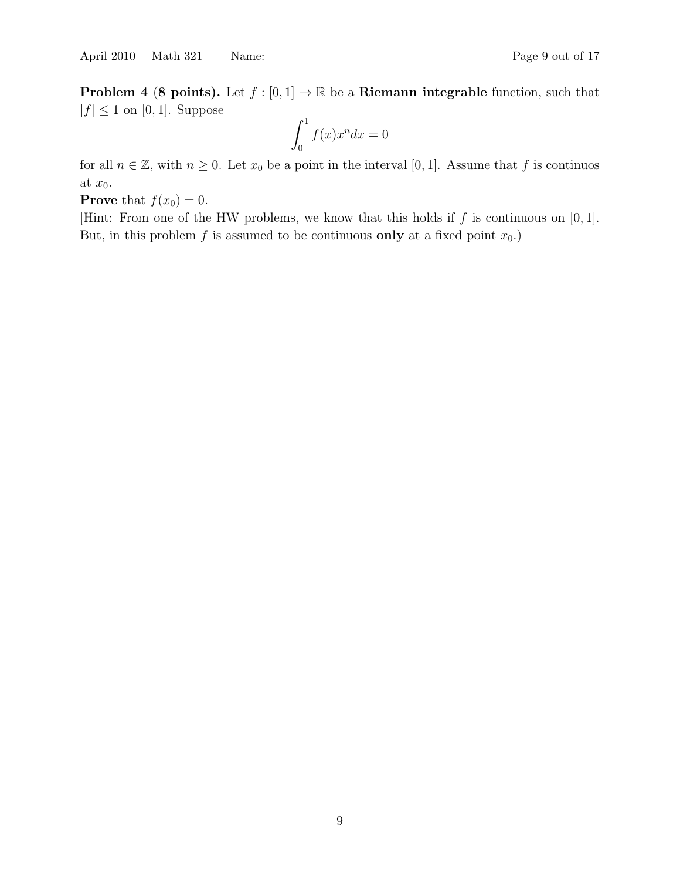**Problem 4 (8 points).** Let $f : [0,1] \to \mathbb{R}$ be a **Riemann integrable** function, such that $|f| \leq 1$ on $[0,1]$. Suppose

$$\int_0^1 f(x)x^n dx = 0$$

for all $n \in \mathbb{Z}$, with $n \geq 0$. Let $x_0$ be a point in the interval $[0,1]$. Assume that $f$ is continuos at $x_0$.

**Prove** that $f(x_0) = 0$.

[Hint: From one of the HW problems, we know that this holds if $f$ is continuous on $[0,1]$. But, in this problem $f$ is assumed to be continuous **only** at a fixed point $x_0$.)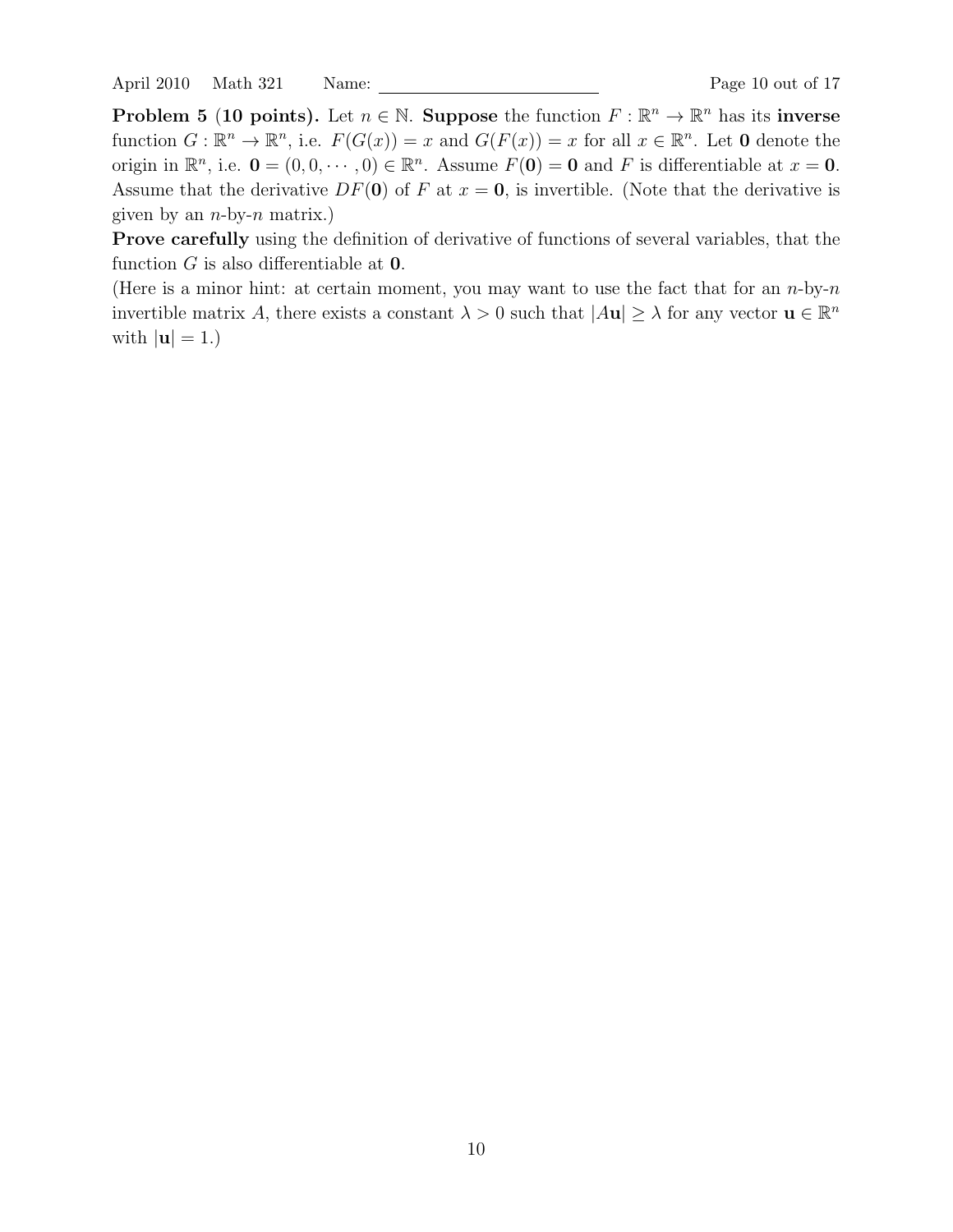**Problem 5 (10 points).** Let $n \in \mathbb{N}$. **Suppose** the function $F : \mathbb{R}^n \to \mathbb{R}^n$ has its **inverse** function $G : \mathbb{R}^n \to \mathbb{R}^n$, i.e. $F(G(x)) = x$ and $G(F(x)) = x$ for all $x \in \mathbb{R}^n$. Let $\mathbf{0}$ denote the origin in $\mathbb{R}^n$, i.e. $\mathbf{0} = (0, 0, \cdots, 0) \in \mathbb{R}^n$. Assume $F(\mathbf{0}) = \mathbf{0}$ and $F$ is differentiable at $x = \mathbf{0}$. Assume that the derivative $DF(\mathbf{0})$ of $F$ at $x = \mathbf{0}$, is invertible. (Note that the derivative is given by an $n$-by-$n$ matrix.)

**Prove carefully** using the definition of derivative of functions of several variables, that the function $G$ is also differentiable at $\mathbf{0}$.

(Here is a minor hint: at certain moment, you may want to use the fact that for an $n$-by-$n$ invertible matrix $A$, there exists a constant $\lambda > 0$ such that $|A\mathbf{u}| \geq \lambda$ for any vector $\mathbf{u} \in \mathbb{R}^n$ with $|\mathbf{u}| = 1$.)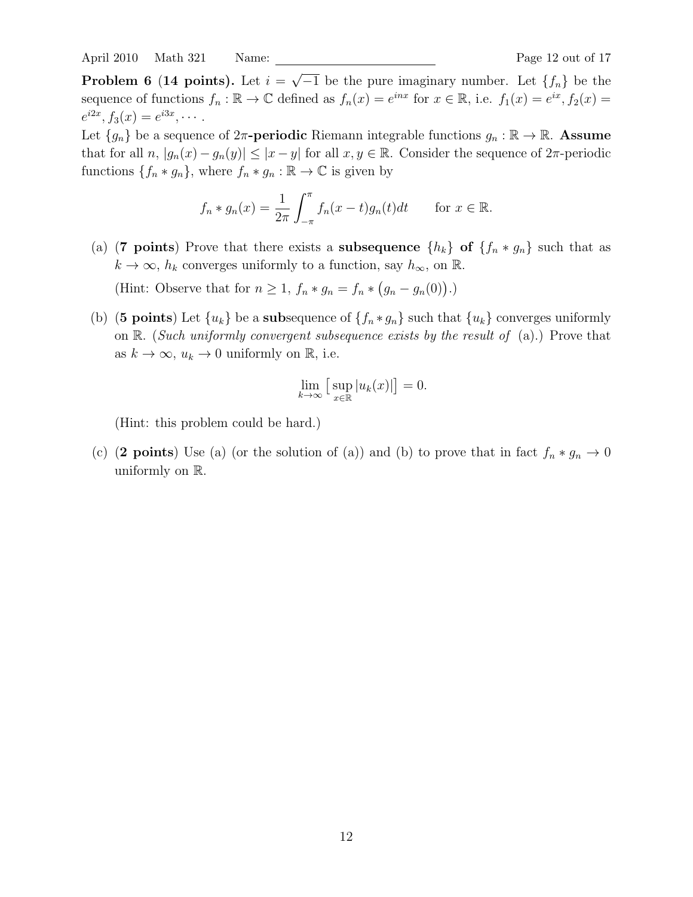**Problem 6 (14 points).** Let $i = \sqrt{-1}$ be the pure imaginary number. Let $\{f_n\}$ be the sequence of functions $f_n : \mathbb{R} \to \mathbb{C}$ defined as $f_n(x) = e^{inx}$ for $x \in \mathbb{R}$, i.e. $f_1(x) = e^{ix}, f_2(x) = e^{i2x}, f_3(x) = e^{i3x}, \cdots$.

Let $\{g_n\}$ be a sequence of $2\pi$**-periodic** Riemann integrable functions $g_n : \mathbb{R} \to \mathbb{R}$. **Assume** that for all $n$, $|g_n(x) - g_n(y)| \le |x - y|$ for all $x, y \in \mathbb{R}$. Consider the sequence of $2\pi$-periodic functions $\{f_n * g_n\}$, where $f_n * g_n : \mathbb{R} \to \mathbb{C}$ is given by

$$f_n * g_n(x) = \frac{1}{2\pi} \int_{-\pi}^{\pi} f_n(x - t) g_n(t) dt \qquad \text{for } x \in \mathbb{R}.$$

(a) (**7 points**) Prove that there exists a **subsequence** $\{h_k\}$ **of** $\{f_n * g_n\}$ such that as $k \to \infty$, $h_k$ converges uniformly to a function, say $h_\infty$, on $\mathbb{R}$.

(Hint: Observe that for $n \ge 1$, $f_n * g_n = f_n * \big(g_n - g_n(0)\big)$.)

(b) (**5 points**) Let $\{u_k\}$ be a **sub**sequence of $\{f_n * g_n\}$ such that $\{u_k\}$ converges uniformly on $\mathbb{R}$. (*Such uniformly convergent subsequence exists by the result of* (a).) Prove that as $k \to \infty$, $u_k \to 0$ uniformly on $\mathbb{R}$, i.e.

$$\lim_{k \to \infty} \big[ \sup_{x \in \mathbb{R}} |u_k(x)| \big] = 0.$$

(Hint: this problem could be hard.)

(c) (**2 points**) Use (a) (or the solution of (a)) and (b) to prove that in fact $f_n * g_n \to 0$ uniformly on $\mathbb{R}$.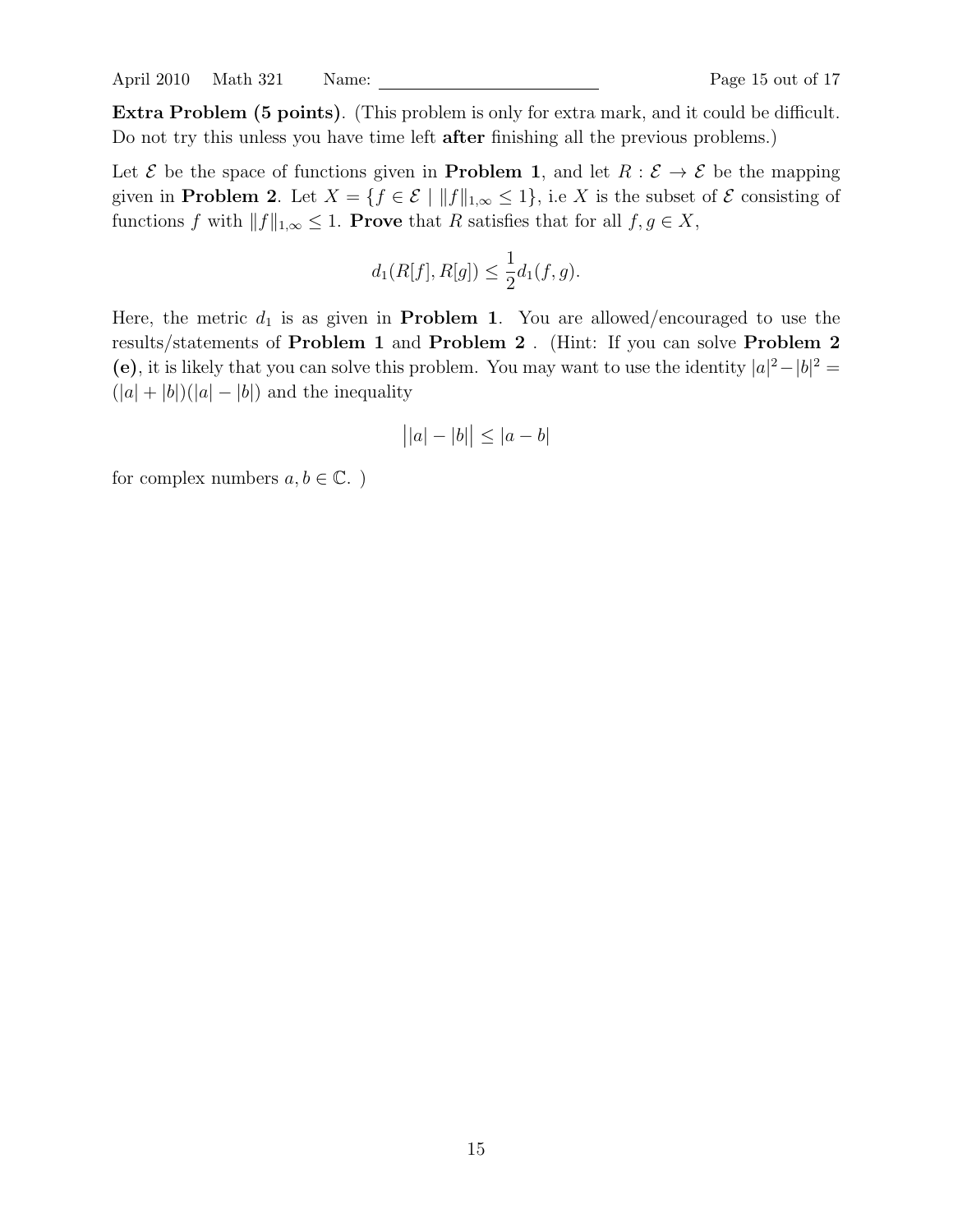**Extra Problem (5 points)**. (This problem is only for extra mark, and it could be difficult. Do not try this unless you have time left **after** finishing all the previous problems.)

Let $\mathcal{E}$ be the space of functions given in **Problem 1**, and let $R : \mathcal{E} \to \mathcal{E}$ be the mapping given in **Problem 2**. Let $X = \{f \in \mathcal{E} \mid \|f\|_{1,\infty} \leq 1\}$, i.e $X$ is the subset of $\mathcal{E}$ consisting of functions $f$ with $\|f\|_{1,\infty} \leq 1$. **Prove** that $R$ satisfies that for all $f, g \in X$,

$$d_1(R[f], R[g]) \leq \frac{1}{2} d_1(f, g).$$

Here, the metric $d_1$ is as given in **Problem 1**. You are allowed/encouraged to use the results/statements of **Problem 1** and **Problem 2** . (Hint: If you can solve **Problem 2 (e)**, it is likely that you can solve this problem. You may want to use the identity $|a|^2 - |b|^2 = (|a| + |b|)(|a| - |b|)$ and the inequality

$$\big||a| - |b|\big| \leq |a - b|$$

for complex numbers $a, b \in \mathbb{C}$. )